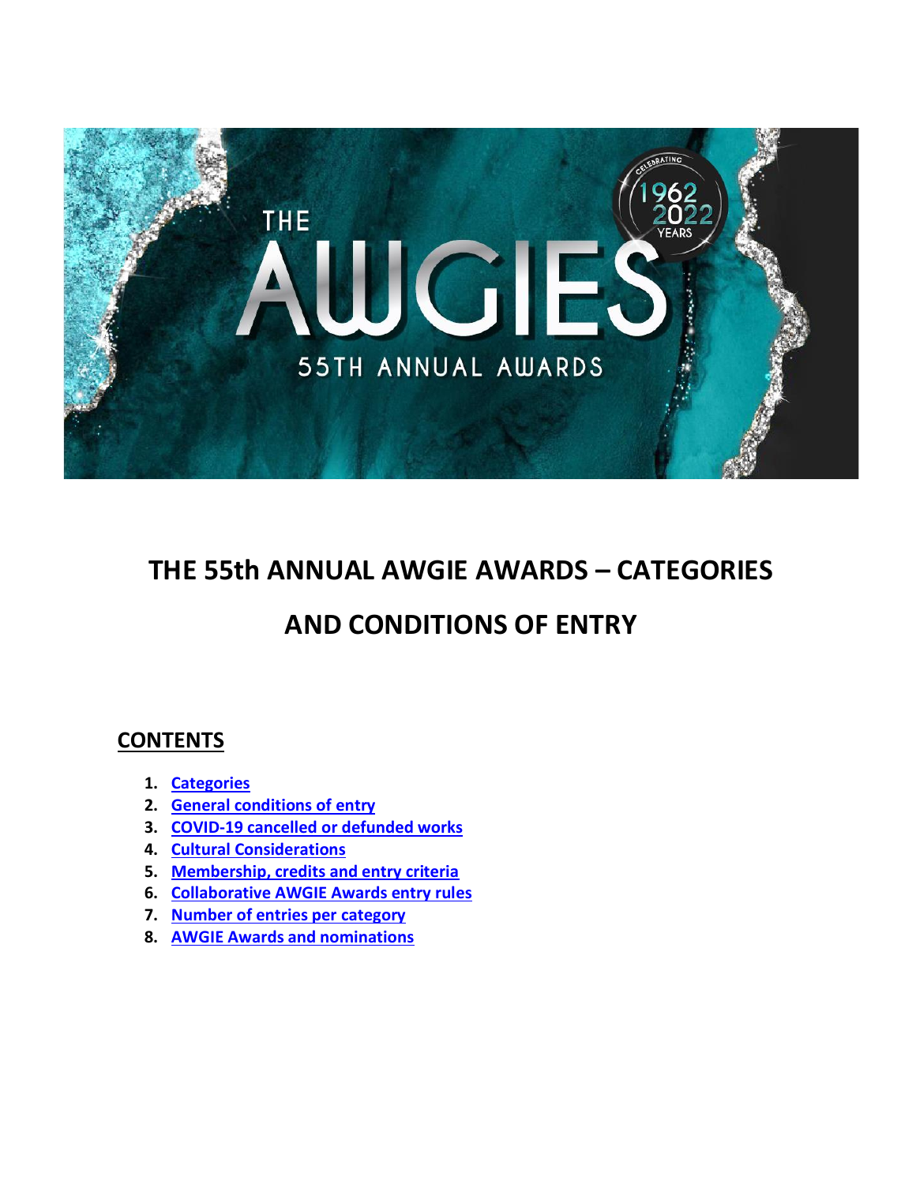# THE 55th ANNUAL AWGIE AWARDS – CATEGORIES AND CONDITIONS OF ENTRY

## CONTENTS

1. **Categories**
2. **General conditions of entry**
3. **COVID-19 cancelled or defunded works**
4. **Cultural Considerations**
5. **Membership, credits and entry criteria**
6. **Collaborative AWGIE Awards entry rules**
7. **Number of entries per category**
8. **AWGIE Awards and nominations**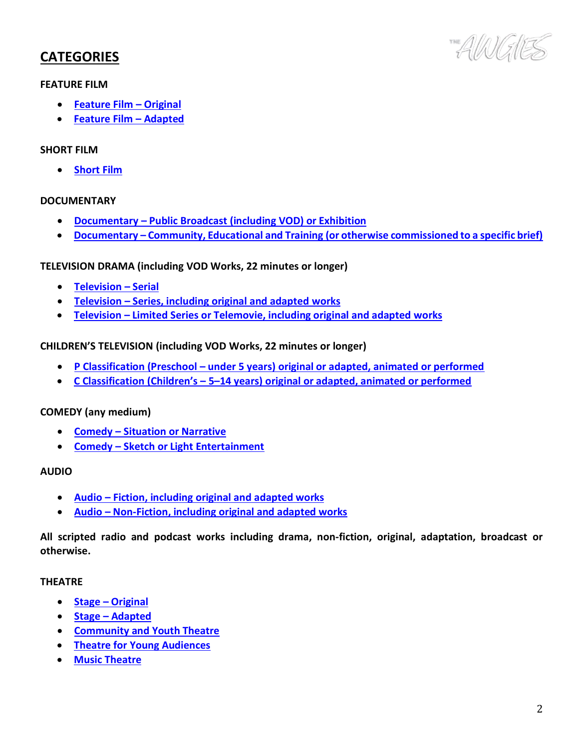# CATEGORIES

**FEATURE FILM**

- Feature Film – Original
- Feature Film – Adapted

**SHORT FILM**

- Short Film

**DOCUMENTARY**

- Documentary – Public Broadcast (including VOD) or Exhibition
- Documentary – Community, Educational and Training (or otherwise commissioned to a specific brief)

**TELEVISION DRAMA (including VOD Works, 22 minutes or longer)**

- Television – Serial
- Television – Series, including original and adapted works
- Television – Limited Series or Telemovie, including original and adapted works

**CHILDREN'S TELEVISION (including VOD Works, 22 minutes or longer)**

- P Classification (Preschool – under 5 years) original or adapted, animated or performed
- C Classification (Children's – 5–14 years) original or adapted, animated or performed

**COMEDY (any medium)**

- Comedy – Situation or Narrative
- Comedy – Sketch or Light Entertainment

**AUDIO**

- Audio – Fiction, including original and adapted works
- Audio – Non-Fiction, including original and adapted works

**All scripted radio and podcast works including drama, non-fiction, original, adaptation, broadcast or otherwise.**

**THEATRE**

- Stage – Original
- Stage – Adapted
- Community and Youth Theatre
- Theatre for Young Audiences
- Music Theatre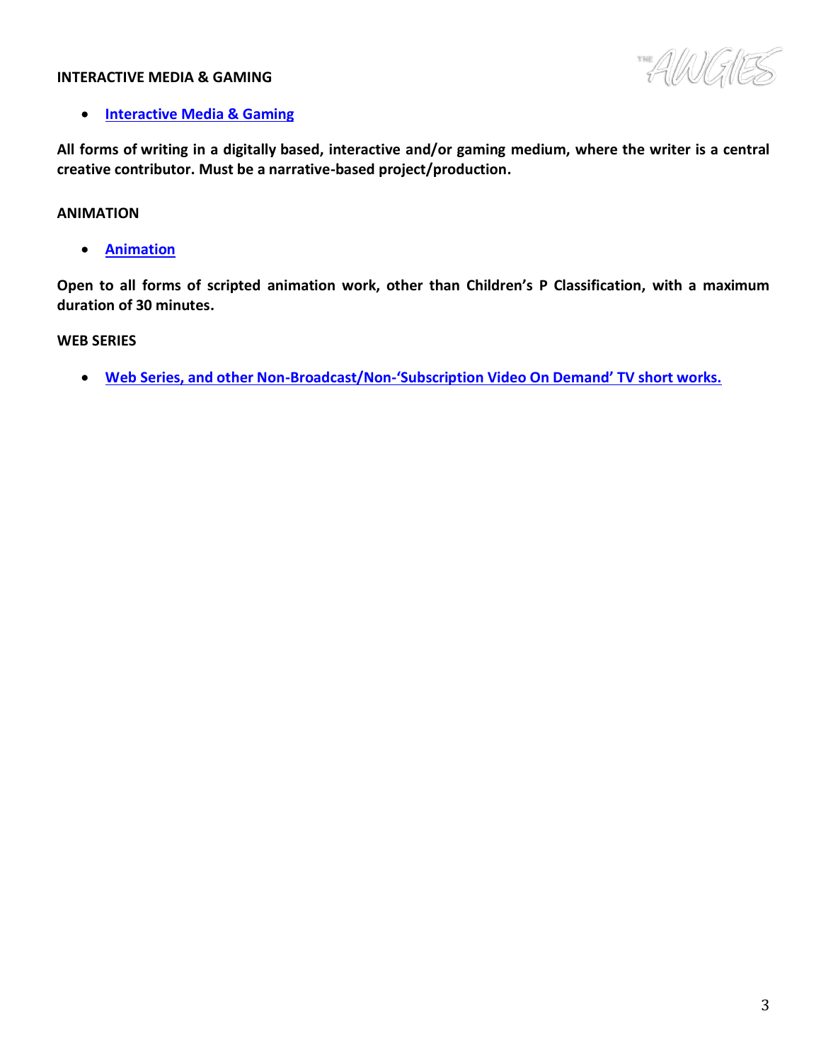## INTERACTIVE MEDIA & GAMING

- **Interactive Media & Gaming**

**All forms of writing in a digitally based, interactive and/or gaming medium, where the writer is a central creative contributor. Must be a narrative-based project/production.**

## ANIMATION

- **Animation**

**Open to all forms of scripted animation work, other than Children's P Classification, with a maximum duration of 30 minutes.**

## WEB SERIES

- **Web Series, and other Non-Broadcast/Non-'Subscription Video On Demand' TV short works.**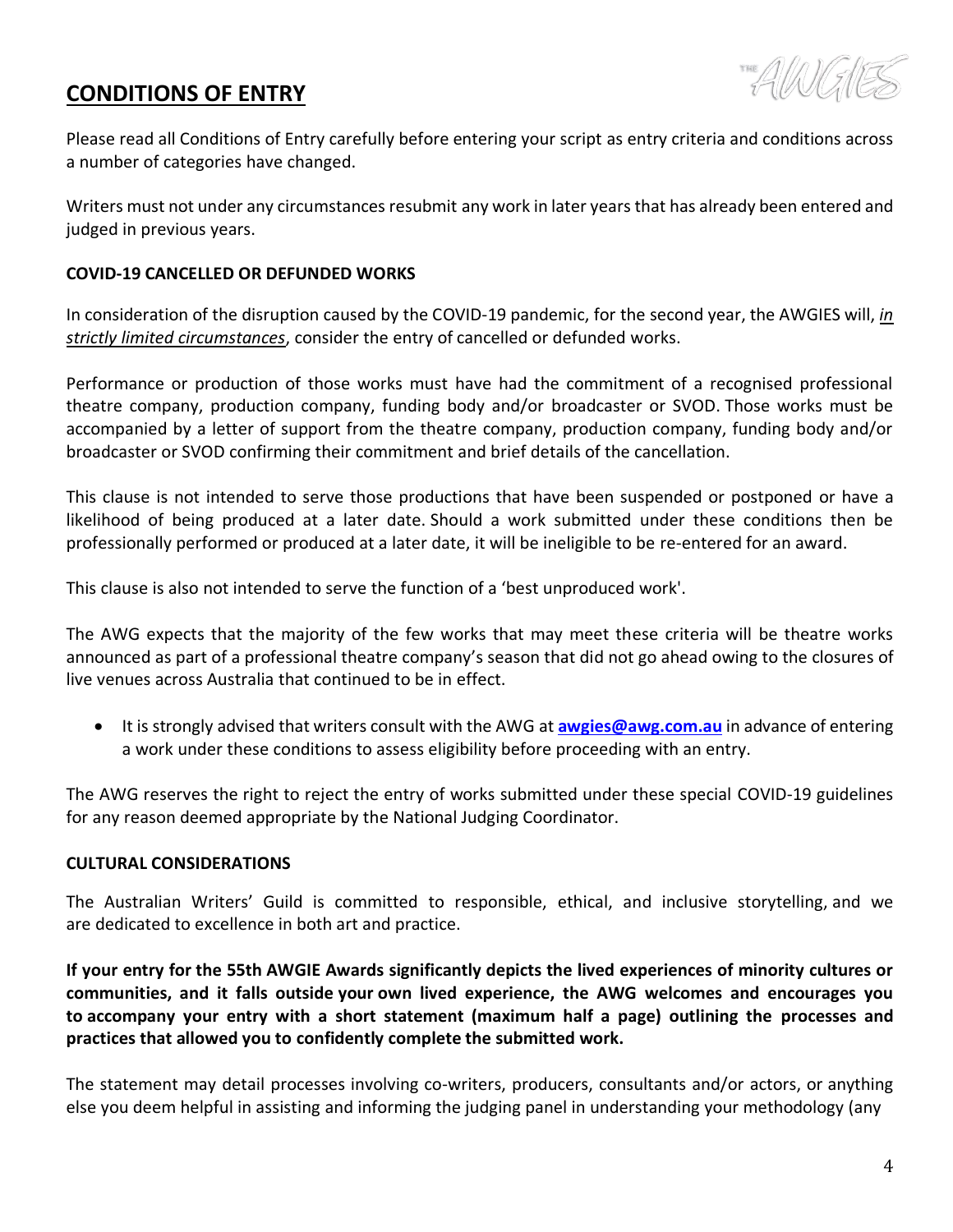## CONDITIONS OF ENTRY

Please read all Conditions of Entry carefully before entering your script as entry criteria and conditions across a number of categories have changed.

Writers must not under any circumstances resubmit any work in later years that has already been entered and judged in previous years.

### COVID-19 CANCELLED OR DEFUNDED WORKS

In consideration of the disruption caused by the COVID-19 pandemic, for the second year, the AWGIES will, ***in strictly limited circumstances***, consider the entry of cancelled or defunded works.

Performance or production of those works must have had the commitment of a recognised professional theatre company, production company, funding body and/or broadcaster or SVOD. Those works must be accompanied by a letter of support from the theatre company, production company, funding body and/or broadcaster or SVOD confirming their commitment and brief details of the cancellation.

This clause is not intended to serve those productions that have been suspended or postponed or have a likelihood of being produced at a later date. Should a work submitted under these conditions then be professionally performed or produced at a later date, it will be ineligible to be re-entered for an award.

This clause is also not intended to serve the function of a 'best unproduced work'.

The AWG expects that the majority of the few works that may meet these criteria will be theatre works announced as part of a professional theatre company's season that did not go ahead owing to the closures of live venues across Australia that continued to be in effect.

- It is strongly advised that writers consult with the AWG at **awgies@awg.com.au** in advance of entering a work under these conditions to assess eligibility before proceeding with an entry.

The AWG reserves the right to reject the entry of works submitted under these special COVID-19 guidelines for any reason deemed appropriate by the National Judging Coordinator.

### CULTURAL CONSIDERATIONS

The Australian Writers' Guild is committed to responsible, ethical, and inclusive storytelling, and we are dedicated to excellence in both art and practice.

**If your entry for the 55th AWGIE Awards significantly depicts the lived experiences of minority cultures or communities, and it falls outside your own lived experience, the AWG welcomes and encourages you to accompany your entry with a short statement (maximum half a page) outlining the processes and practices that allowed you to confidently complete the submitted work.**

The statement may detail processes involving co-writers, producers, consultants and/or actors, or anything else you deem helpful in assisting and informing the judging panel in understanding your methodology (any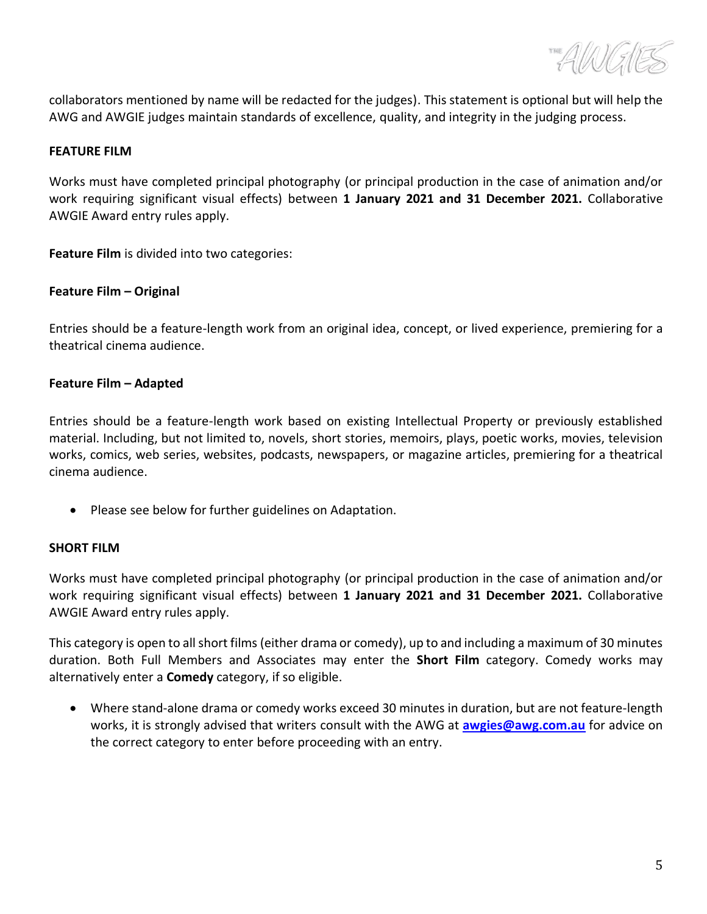collaborators mentioned by name will be redacted for the judges). This statement is optional but will help the AWG and AWGIE judges maintain standards of excellence, quality, and integrity in the judging process.

## FEATURE FILM

Works must have completed principal photography (or principal production in the case of animation and/or work requiring significant visual effects) between **1 January 2021 and 31 December 2021.** Collaborative AWGIE Award entry rules apply.

**Feature Film** is divided into two categories:

### Feature Film – Original

Entries should be a feature-length work from an original idea, concept, or lived experience, premiering for a theatrical cinema audience.

### Feature Film – Adapted

Entries should be a feature-length work based on existing Intellectual Property or previously established material. Including, but not limited to, novels, short stories, memoirs, plays, poetic works, movies, television works, comics, web series, websites, podcasts, newspapers, or magazine articles, premiering for a theatrical cinema audience.

- Please see below for further guidelines on Adaptation.

## SHORT FILM

Works must have completed principal photography (or principal production in the case of animation and/or work requiring significant visual effects) between **1 January 2021 and 31 December 2021.** Collaborative AWGIE Award entry rules apply.

This category is open to all short films (either drama or comedy), up to and including a maximum of 30 minutes duration. Both Full Members and Associates may enter the **Short Film** category. Comedy works may alternatively enter a **Comedy** category, if so eligible.

- Where stand-alone drama or comedy works exceed 30 minutes in duration, but are not feature-length works, it is strongly advised that writers consult with the AWG at **awgies@awg.com.au** for advice on the correct category to enter before proceeding with an entry.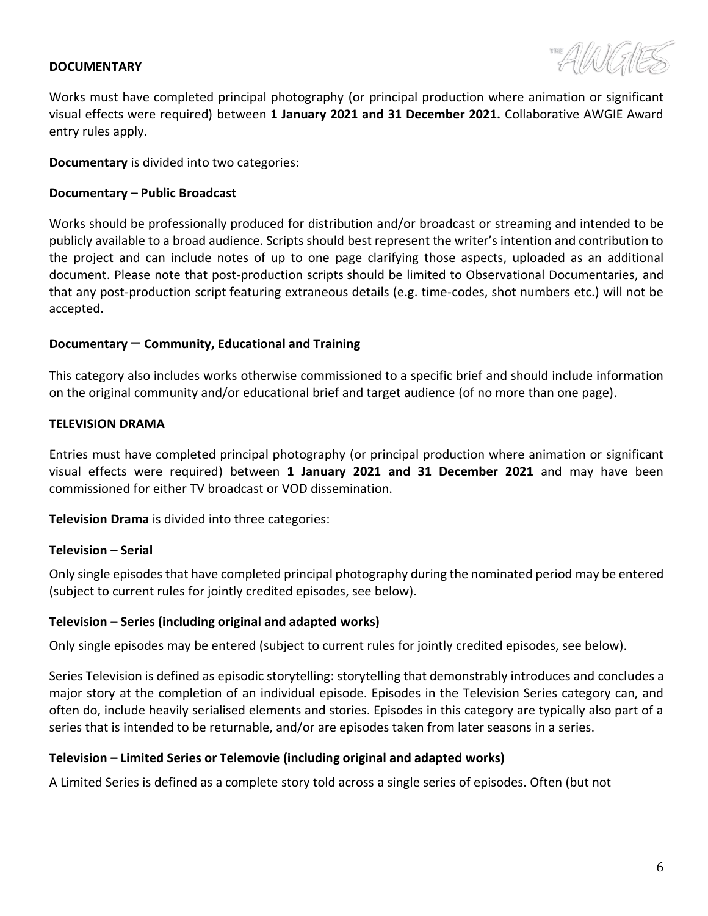**DOCUMENTARY**

Works must have completed principal photography (or principal production where animation or significant visual effects were required) between **1 January 2021 and 31 December 2021.** Collaborative AWGIE Award entry rules apply.

**Documentary** is divided into two categories:

**Documentary – Public Broadcast**

Works should be professionally produced for distribution and/or broadcast or streaming and intended to be publicly available to a broad audience. Scripts should best represent the writer's intention and contribution to the project and can include notes of up to one page clarifying those aspects, uploaded as an additional document. Please note that post-production scripts should be limited to Observational Documentaries, and that any post-production script featuring extraneous details (e.g. time-codes, shot numbers etc.) will not be accepted.

**Documentary – Community, Educational and Training**

This category also includes works otherwise commissioned to a specific brief and should include information on the original community and/or educational brief and target audience (of no more than one page).

**TELEVISION DRAMA**

Entries must have completed principal photography (or principal production where animation or significant visual effects were required) between **1 January 2021 and 31 December 2021** and may have been commissioned for either TV broadcast or VOD dissemination.

**Television Drama** is divided into three categories:

**Television – Serial**

Only single episodes that have completed principal photography during the nominated period may be entered (subject to current rules for jointly credited episodes, see below).

**Television – Series (including original and adapted works)**

Only single episodes may be entered (subject to current rules for jointly credited episodes, see below).

Series Television is defined as episodic storytelling: storytelling that demonstrably introduces and concludes a major story at the completion of an individual episode. Episodes in the Television Series category can, and often do, include heavily serialised elements and stories. Episodes in this category are typically also part of a series that is intended to be returnable, and/or are episodes taken from later seasons in a series.

**Television – Limited Series or Telemovie (including original and adapted works)**

A Limited Series is defined as a complete story told across a single series of episodes. Often (but not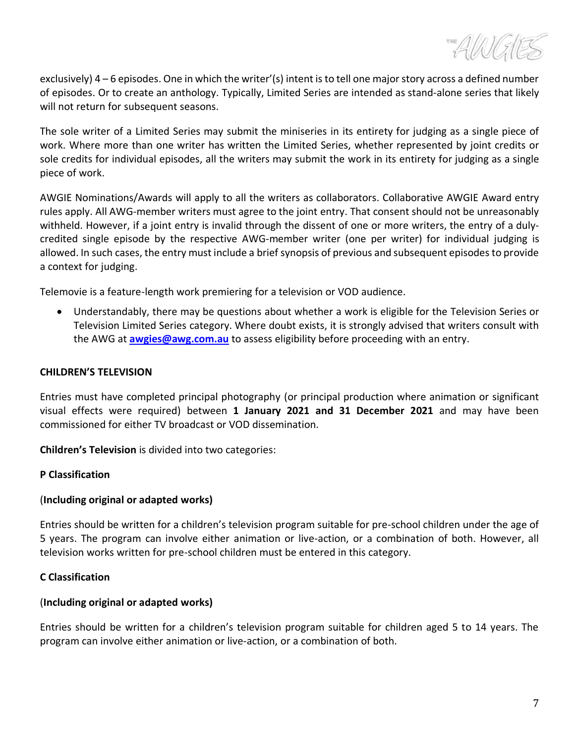exclusively) 4 – 6 episodes. One in which the writer'(s) intent is to tell one major story across a defined number of episodes. Or to create an anthology. Typically, Limited Series are intended as stand-alone series that likely will not return for subsequent seasons.

The sole writer of a Limited Series may submit the miniseries in its entirety for judging as a single piece of work. Where more than one writer has written the Limited Series, whether represented by joint credits or sole credits for individual episodes, all the writers may submit the work in its entirety for judging as a single piece of work.

AWGIE Nominations/Awards will apply to all the writers as collaborators. Collaborative AWGIE Award entry rules apply. All AWG-member writers must agree to the joint entry. That consent should not be unreasonably withheld. However, if a joint entry is invalid through the dissent of one or more writers, the entry of a duly-credited single episode by the respective AWG-member writer (one per writer) for individual judging is allowed. In such cases, the entry must include a brief synopsis of previous and subsequent episodes to provide a context for judging.

Telemovie is a feature-length work premiering for a television or VOD audience.

- Understandably, there may be questions about whether a work is eligible for the Television Series or Television Limited Series category. Where doubt exists, it is strongly advised that writers consult with the AWG at **awgies@awg.com.au** to assess eligibility before proceeding with an entry.

**CHILDREN'S TELEVISION**

Entries must have completed principal photography (or principal production where animation or significant visual effects were required) between **1 January 2021 and 31 December 2021** and may have been commissioned for either TV broadcast or VOD dissemination.

**Children's Television** is divided into two categories:

**P Classification**

(**Including original or adapted works)**

Entries should be written for a children's television program suitable for pre-school children under the age of 5 years. The program can involve either animation or live-action, or a combination of both. However, all television works written for pre-school children must be entered in this category.

**C Classification**

(**Including original or adapted works)**

Entries should be written for a children's television program suitable for children aged 5 to 14 years. The program can involve either animation or live-action, or a combination of both.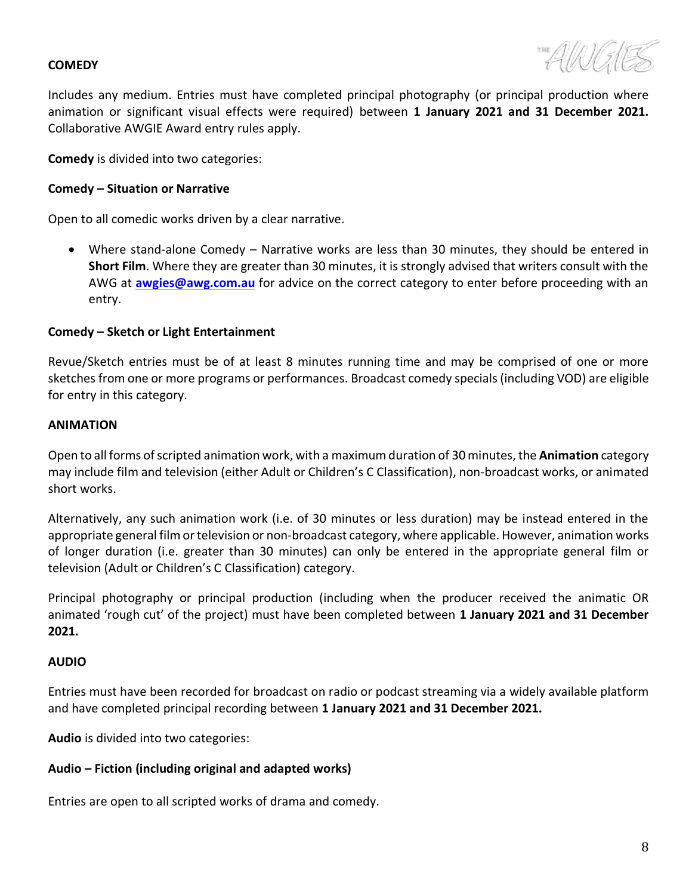## COMEDY

Includes any medium. Entries must have completed principal photography (or principal production where animation or significant visual effects were required) between **1 January 2021 and 31 December 2021.** Collaborative AWGIE Award entry rules apply.

**Comedy** is divided into two categories:

### Comedy – Situation or Narrative

Open to all comedic works driven by a clear narrative.

- Where stand-alone Comedy – Narrative works are less than 30 minutes, they should be entered in **Short Film**. Where they are greater than 30 minutes, it is strongly advised that writers consult with the AWG at **awgies@awg.com.au** for advice on the correct category to enter before proceeding with an entry.

### Comedy – Sketch or Light Entertainment

Revue/Sketch entries must be of at least 8 minutes running time and may be comprised of one or more sketches from one or more programs or performances. Broadcast comedy specials (including VOD) are eligible for entry in this category.

## ANIMATION

Open to all forms of scripted animation work, with a maximum duration of 30 minutes, the **Animation** category may include film and television (either Adult or Children's C Classification), non-broadcast works, or animated short works.

Alternatively, any such animation work (i.e. of 30 minutes or less duration) may be instead entered in the appropriate general film or television or non-broadcast category, where applicable. However, animation works of longer duration (i.e. greater than 30 minutes) can only be entered in the appropriate general film or television (Adult or Children's C Classification) category.

Principal photography or principal production (including when the producer received the animatic OR animated 'rough cut' of the project) must have been completed between **1 January 2021 and 31 December 2021.**

## AUDIO

Entries must have been recorded for broadcast on radio or podcast streaming via a widely available platform and have completed principal recording between **1 January 2021 and 31 December 2021.**

**Audio** is divided into two categories:

### Audio – Fiction (including original and adapted works)

Entries are open to all scripted works of drama and comedy.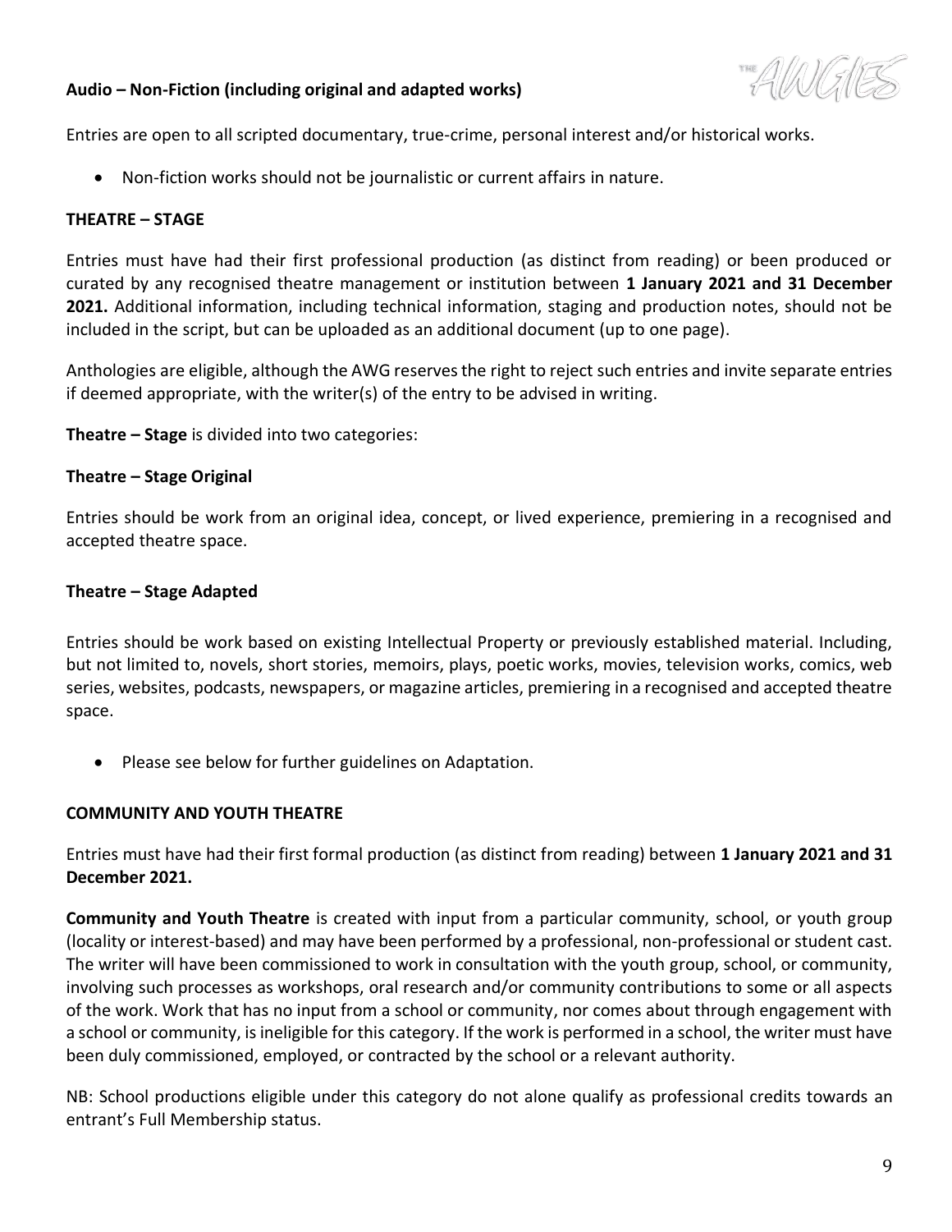**Audio – Non-Fiction (including original and adapted works)**

Entries are open to all scripted documentary, true-crime, personal interest and/or historical works.

- Non-fiction works should not be journalistic or current affairs in nature.

## THEATRE – STAGE

Entries must have had their first professional production (as distinct from reading) or been produced or curated by any recognised theatre management or institution between **1 January 2021 and 31 December 2021.** Additional information, including technical information, staging and production notes, should not be included in the script, but can be uploaded as an additional document (up to one page).

Anthologies are eligible, although the AWG reserves the right to reject such entries and invite separate entries if deemed appropriate, with the writer(s) of the entry to be advised in writing.

**Theatre – Stage** is divided into two categories:

### Theatre – Stage Original

Entries should be work from an original idea, concept, or lived experience, premiering in a recognised and accepted theatre space.

### Theatre – Stage Adapted

Entries should be work based on existing Intellectual Property or previously established material. Including, but not limited to, novels, short stories, memoirs, plays, poetic works, movies, television works, comics, web series, websites, podcasts, newspapers, or magazine articles, premiering in a recognised and accepted theatre space.

- Please see below for further guidelines on Adaptation.

## COMMUNITY AND YOUTH THEATRE

Entries must have had their first formal production (as distinct from reading) between **1 January 2021 and 31 December 2021.**

**Community and Youth Theatre** is created with input from a particular community, school, or youth group (locality or interest-based) and may have been performed by a professional, non-professional or student cast. The writer will have been commissioned to work in consultation with the youth group, school, or community, involving such processes as workshops, oral research and/or community contributions to some or all aspects of the work. Work that has no input from a school or community, nor comes about through engagement with a school or community, is ineligible for this category. If the work is performed in a school, the writer must have been duly commissioned, employed, or contracted by the school or a relevant authority.

NB: School productions eligible under this category do not alone qualify as professional credits towards an entrant's Full Membership status.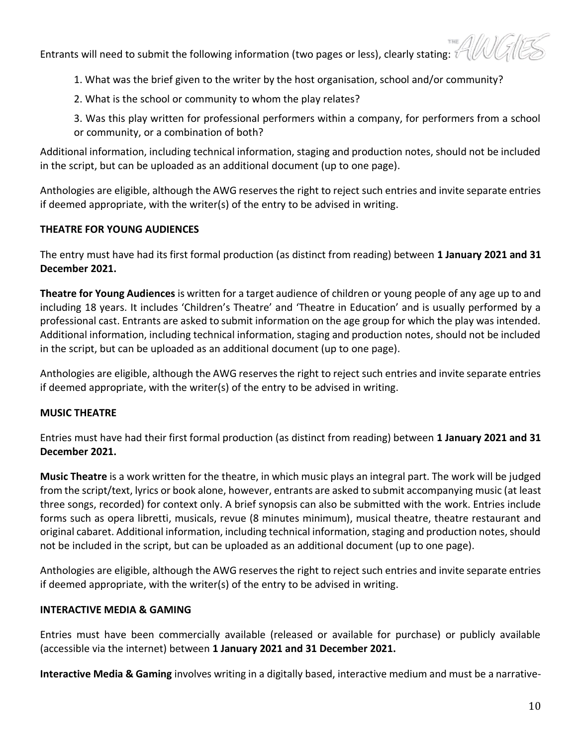Entrants will need to submit the following information (two pages or less), clearly stating:

1. What was the brief given to the writer by the host organisation, school and/or community?
2. What is the school or community to whom the play relates?
3. Was this play written for professional performers within a company, for performers from a school or community, or a combination of both?

Additional information, including technical information, staging and production notes, should not be included in the script, but can be uploaded as an additional document (up to one page).

Anthologies are eligible, although the AWG reserves the right to reject such entries and invite separate entries if deemed appropriate, with the writer(s) of the entry to be advised in writing.

**THEATRE FOR YOUNG AUDIENCES**

The entry must have had its first formal production (as distinct from reading) between **1 January 2021 and 31 December 2021.**

**Theatre for Young Audiences** is written for a target audience of children or young people of any age up to and including 18 years. It includes 'Children's Theatre' and 'Theatre in Education' and is usually performed by a professional cast. Entrants are asked to submit information on the age group for which the play was intended. Additional information, including technical information, staging and production notes, should not be included in the script, but can be uploaded as an additional document (up to one page).

Anthologies are eligible, although the AWG reserves the right to reject such entries and invite separate entries if deemed appropriate, with the writer(s) of the entry to be advised in writing.

**MUSIC THEATRE**

Entries must have had their first formal production (as distinct from reading) between **1 January 2021 and 31 December 2021.**

**Music Theatre** is a work written for the theatre, in which music plays an integral part. The work will be judged from the script/text, lyrics or book alone, however, entrants are asked to submit accompanying music (at least three songs, recorded) for context only. A brief synopsis can also be submitted with the work. Entries include forms such as opera libretti, musicals, revue (8 minutes minimum), musical theatre, theatre restaurant and original cabaret. Additional information, including technical information, staging and production notes, should not be included in the script, but can be uploaded as an additional document (up to one page).

Anthologies are eligible, although the AWG reserves the right to reject such entries and invite separate entries if deemed appropriate, with the writer(s) of the entry to be advised in writing.

**INTERACTIVE MEDIA & GAMING**

Entries must have been commercially available (released or available for purchase) or publicly available (accessible via the internet) between **1 January 2021 and 31 December 2021.**

**Interactive Media & Gaming** involves writing in a digitally based, interactive medium and must be a narrative-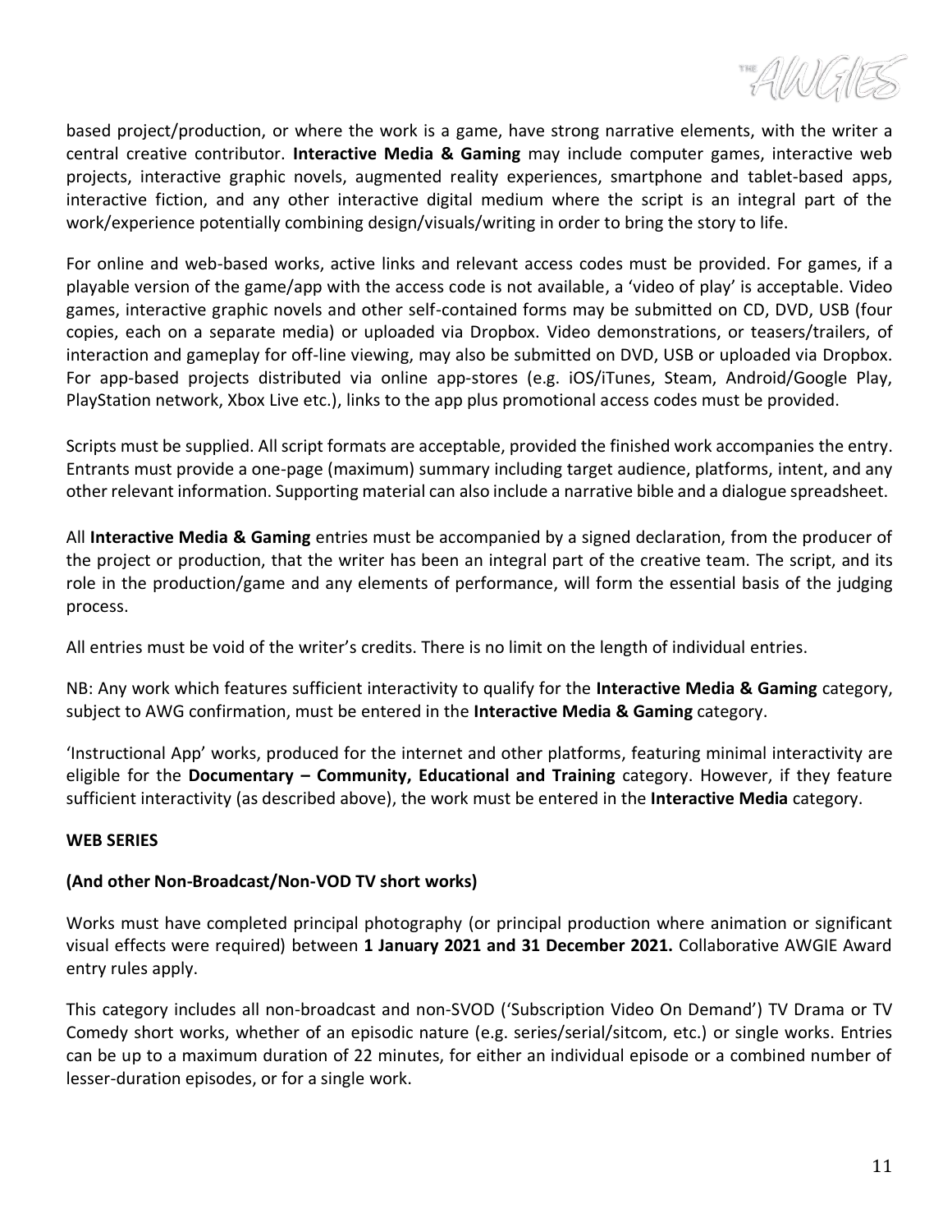based project/production, or where the work is a game, have strong narrative elements, with the writer a central creative contributor. **Interactive Media & Gaming** may include computer games, interactive web projects, interactive graphic novels, augmented reality experiences, smartphone and tablet-based apps, interactive fiction, and any other interactive digital medium where the script is an integral part of the work/experience potentially combining design/visuals/writing in order to bring the story to life.

For online and web-based works, active links and relevant access codes must be provided. For games, if a playable version of the game/app with the access code is not available, a 'video of play' is acceptable. Video games, interactive graphic novels and other self-contained forms may be submitted on CD, DVD, USB (four copies, each on a separate media) or uploaded via Dropbox. Video demonstrations, or teasers/trailers, of interaction and gameplay for off-line viewing, may also be submitted on DVD, USB or uploaded via Dropbox. For app-based projects distributed via online app-stores (e.g. iOS/iTunes, Steam, Android/Google Play, PlayStation network, Xbox Live etc.), links to the app plus promotional access codes must be provided.

Scripts must be supplied. All script formats are acceptable, provided the finished work accompanies the entry. Entrants must provide a one-page (maximum) summary including target audience, platforms, intent, and any other relevant information. Supporting material can also include a narrative bible and a dialogue spreadsheet.

All **Interactive Media & Gaming** entries must be accompanied by a signed declaration, from the producer of the project or production, that the writer has been an integral part of the creative team. The script, and its role in the production/game and any elements of performance, will form the essential basis of the judging process.

All entries must be void of the writer's credits. There is no limit on the length of individual entries.

NB: Any work which features sufficient interactivity to qualify for the **Interactive Media & Gaming** category, subject to AWG confirmation, must be entered in the **Interactive Media & Gaming** category.

'Instructional App' works, produced for the internet and other platforms, featuring minimal interactivity are eligible for the **Documentary – Community, Educational and Training** category. However, if they feature sufficient interactivity (as described above), the work must be entered in the **Interactive Media** category.

## WEB SERIES

### (And other Non-Broadcast/Non-VOD TV short works)

Works must have completed principal photography (or principal production where animation or significant visual effects were required) between **1 January 2021 and 31 December 2021.** Collaborative AWGIE Award entry rules apply.

This category includes all non-broadcast and non-SVOD ('Subscription Video On Demand') TV Drama or TV Comedy short works, whether of an episodic nature (e.g. series/serial/sitcom, etc.) or single works. Entries can be up to a maximum duration of 22 minutes, for either an individual episode or a combined number of lesser-duration episodes, or for a single work.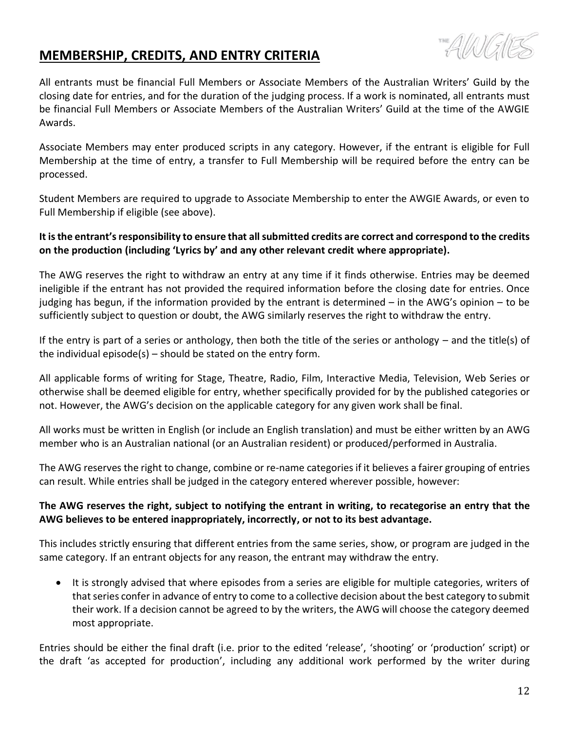## **MEMBERSHIP, CREDITS, AND ENTRY CRITERIA**

All entrants must be financial Full Members or Associate Members of the Australian Writers' Guild by the closing date for entries, and for the duration of the judging process. If a work is nominated, all entrants must be financial Full Members or Associate Members of the Australian Writers' Guild at the time of the AWGIE Awards.

Associate Members may enter produced scripts in any category. However, if the entrant is eligible for Full Membership at the time of entry, a transfer to Full Membership will be required before the entry can be processed.

Student Members are required to upgrade to Associate Membership to enter the AWGIE Awards, or even to Full Membership if eligible (see above).

**It is the entrant's responsibility to ensure that all submitted credits are correct and correspond to the credits on the production (including 'Lyrics by' and any other relevant credit where appropriate).**

The AWG reserves the right to withdraw an entry at any time if it finds otherwise. Entries may be deemed ineligible if the entrant has not provided the required information before the closing date for entries. Once judging has begun, if the information provided by the entrant is determined – in the AWG's opinion – to be sufficiently subject to question or doubt, the AWG similarly reserves the right to withdraw the entry.

If the entry is part of a series or anthology, then both the title of the series or anthology – and the title(s) of the individual episode(s) – should be stated on the entry form.

All applicable forms of writing for Stage, Theatre, Radio, Film, Interactive Media, Television, Web Series or otherwise shall be deemed eligible for entry, whether specifically provided for by the published categories or not. However, the AWG's decision on the applicable category for any given work shall be final.

All works must be written in English (or include an English translation) and must be either written by an AWG member who is an Australian national (or an Australian resident) or produced/performed in Australia.

The AWG reserves the right to change, combine or re-name categories if it believes a fairer grouping of entries can result. While entries shall be judged in the category entered wherever possible, however:

**The AWG reserves the right, subject to notifying the entrant in writing, to recategorise an entry that the AWG believes to be entered inappropriately, incorrectly, or not to its best advantage.**

This includes strictly ensuring that different entries from the same series, show, or program are judged in the same category. If an entrant objects for any reason, the entrant may withdraw the entry.

- It is strongly advised that where episodes from a series are eligible for multiple categories, writers of that series confer in advance of entry to come to a collective decision about the best category to submit their work. If a decision cannot be agreed to by the writers, the AWG will choose the category deemed most appropriate.

Entries should be either the final draft (i.e. prior to the edited 'release', 'shooting' or 'production' script) or the draft 'as accepted for production', including any additional work performed by the writer during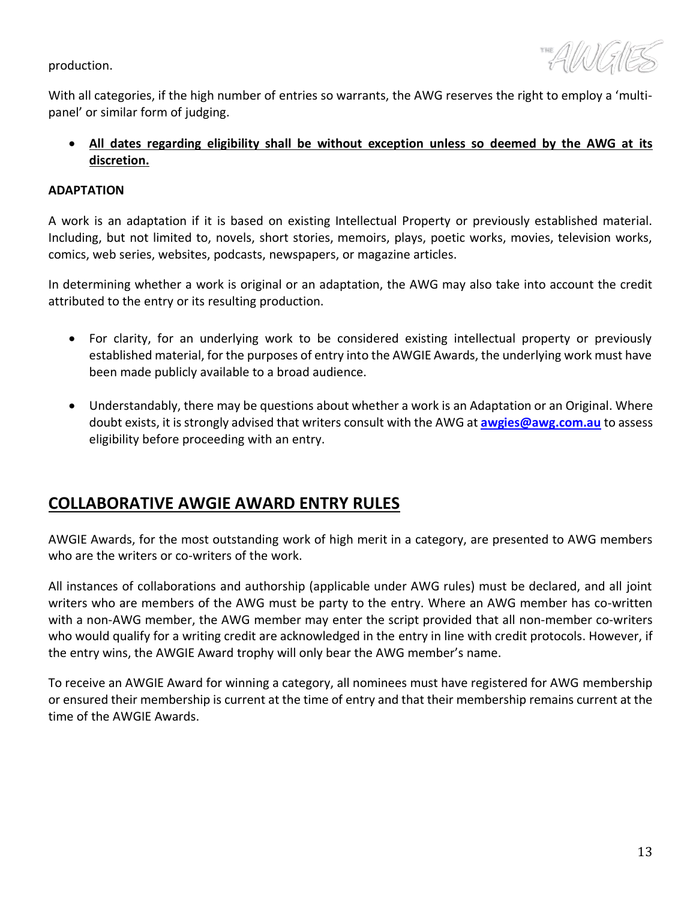production.

With all categories, if the high number of entries so warrants, the AWG reserves the right to employ a 'multi-panel' or similar form of judging.

- **All dates regarding eligibility shall be without exception unless so deemed by the AWG at its discretion.**

**ADAPTATION**

A work is an adaptation if it is based on existing Intellectual Property or previously established material. Including, but not limited to, novels, short stories, memoirs, plays, poetic works, movies, television works, comics, web series, websites, podcasts, newspapers, or magazine articles.

In determining whether a work is original or an adaptation, the AWG may also take into account the credit attributed to the entry or its resulting production.

- For clarity, for an underlying work to be considered existing intellectual property or previously established material, for the purposes of entry into the AWGIE Awards, the underlying work must have been made publicly available to a broad audience.

- Understandably, there may be questions about whether a work is an Adaptation or an Original. Where doubt exists, it is strongly advised that writers consult with the AWG at **awgies@awg.com.au** to assess eligibility before proceeding with an entry.

## COLLABORATIVE AWGIE AWARD ENTRY RULES

AWGIE Awards, for the most outstanding work of high merit in a category, are presented to AWG members who are the writers or co-writers of the work.

All instances of collaborations and authorship (applicable under AWG rules) must be declared, and all joint writers who are members of the AWG must be party to the entry. Where an AWG member has co-written with a non-AWG member, the AWG member may enter the script provided that all non-member co-writers who would qualify for a writing credit are acknowledged in the entry in line with credit protocols. However, if the entry wins, the AWGIE Award trophy will only bear the AWG member's name.

To receive an AWGIE Award for winning a category, all nominees must have registered for AWG membership or ensured their membership is current at the time of entry and that their membership remains current at the time of the AWGIE Awards.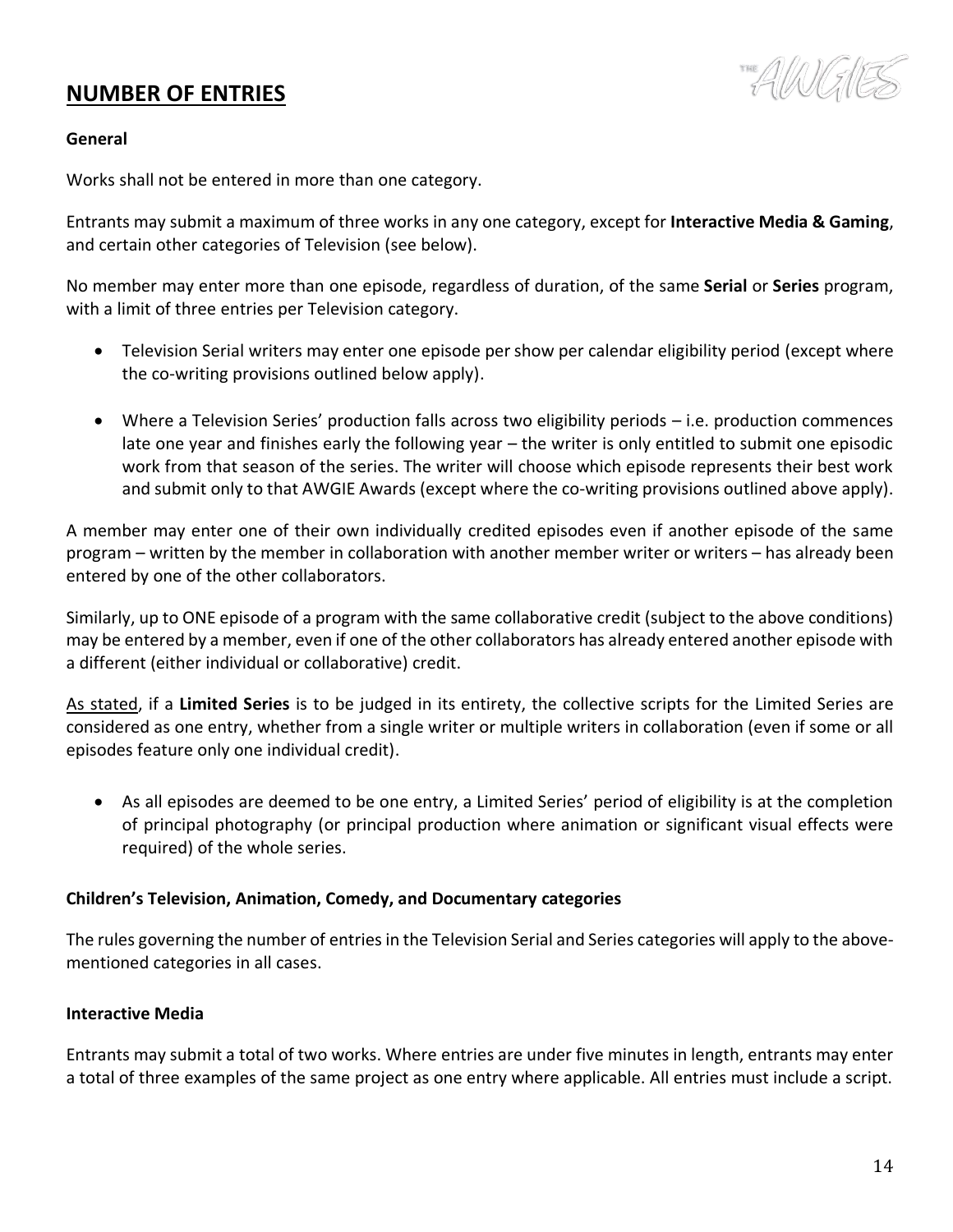## NUMBER OF ENTRIES

**General**

Works shall not be entered in more than one category.

Entrants may submit a maximum of three works in any one category, except for **Interactive Media & Gaming**, and certain other categories of Television (see below).

No member may enter more than one episode, regardless of duration, of the same **Serial** or **Series** program, with a limit of three entries per Television category.

- Television Serial writers may enter one episode per show per calendar eligibility period (except where the co-writing provisions outlined below apply).
- Where a Television Series' production falls across two eligibility periods – i.e. production commences late one year and finishes early the following year – the writer is only entitled to submit one episodic work from that season of the series. The writer will choose which episode represents their best work and submit only to that AWGIE Awards (except where the co-writing provisions outlined above apply).

A member may enter one of their own individually credited episodes even if another episode of the same program – written by the member in collaboration with another member writer or writers – has already been entered by one of the other collaborators.

Similarly, up to ONE episode of a program with the same collaborative credit (subject to the above conditions) may be entered by a member, even if one of the other collaborators has already entered another episode with a different (either individual or collaborative) credit.

As stated, if a **Limited Series** is to be judged in its entirety, the collective scripts for the Limited Series are considered as one entry, whether from a single writer or multiple writers in collaboration (even if some or all episodes feature only one individual credit).

- As all episodes are deemed to be one entry, a Limited Series' period of eligibility is at the completion of principal photography (or principal production where animation or significant visual effects were required) of the whole series.

**Children's Television, Animation, Comedy, and Documentary categories**

The rules governing the number of entries in the Television Serial and Series categories will apply to the above-mentioned categories in all cases.

**Interactive Media**

Entrants may submit a total of two works. Where entries are under five minutes in length, entrants may enter a total of three examples of the same project as one entry where applicable. All entries must include a script.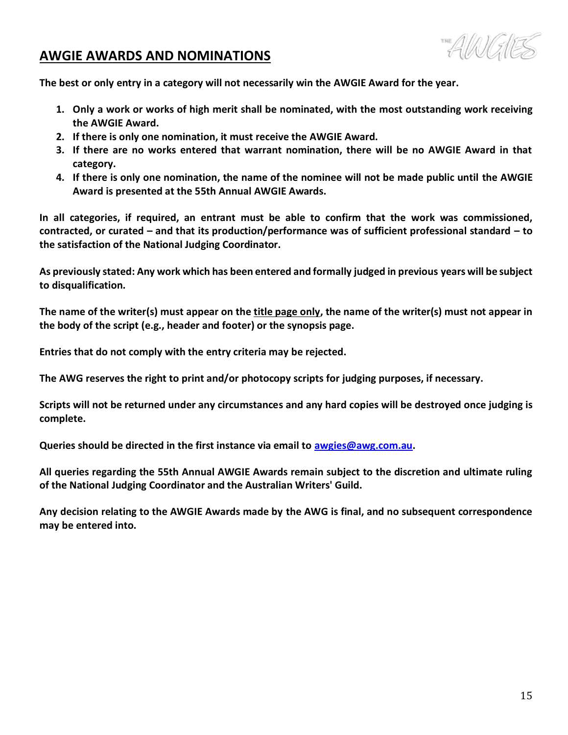## AWGIE AWARDS AND NOMINATIONS

**The best or only entry in a category will not necessarily win the AWGIE Award for the year.**

1. **Only a work or works of high merit shall be nominated, with the most outstanding work receiving the AWGIE Award.**
2. **If there is only one nomination, it must receive the AWGIE Award.**
3. **If there are no works entered that warrant nomination, there will be no AWGIE Award in that category.**
4. **If there is only one nomination, the name of the nominee will not be made public until the AWGIE Award is presented at the 55th Annual AWGIE Awards.**

**In all categories, if required, an entrant must be able to confirm that the work was commissioned, contracted, or curated – and that its production/performance was of sufficient professional standard – to the satisfaction of the National Judging Coordinator.**

**As previously stated: Any work which has been entered and formally judged in previous years will be subject to disqualification.**

**The name of the writer(s) must appear on the <u>title page only</u>, the name of the writer(s) must not appear in the body of the script (e.g., header and footer) or the synopsis page.**

**Entries that do not comply with the entry criteria may be rejected.**

**The AWG reserves the right to print and/or photocopy scripts for judging purposes, if necessary.**

**Scripts will not be returned under any circumstances and any hard copies will be destroyed once judging is complete.**

**Queries should be directed in the first instance via email to [awgies@awg.com.au](mailto:awgies@awg.com.au).**

**All queries regarding the 55th Annual AWGIE Awards remain subject to the discretion and ultimate ruling of the National Judging Coordinator and the Australian Writers' Guild.**

**Any decision relating to the AWGIE Awards made by the AWG is final, and no subsequent correspondence may be entered into.**